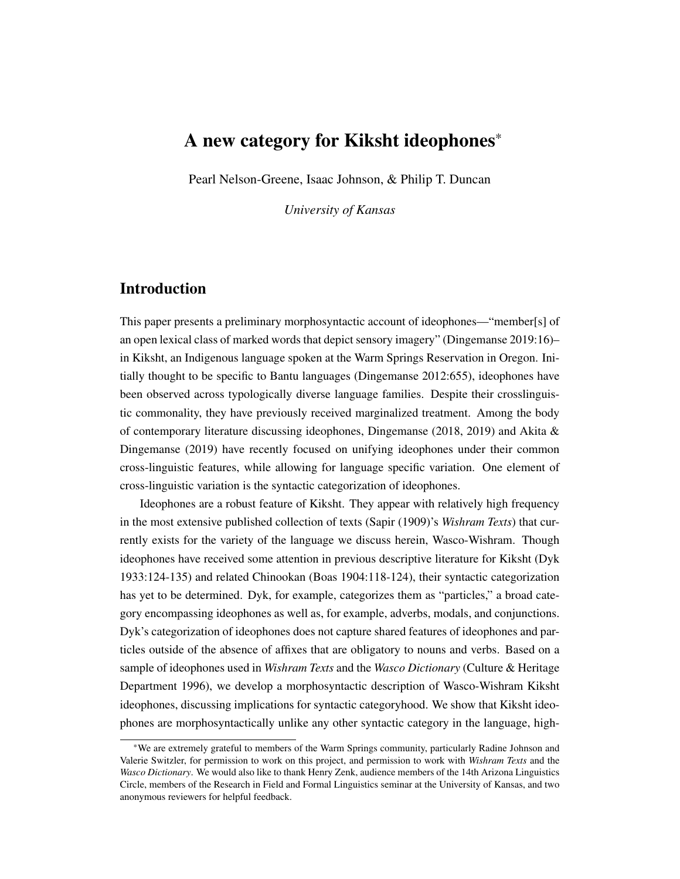# A new category for Kiksht ideophones*

Pearl Nelson-Greene, Isaac Johnson, & Philip T. Duncan

*University of Kansas*

## Introduction

This paper presents a preliminary morphosyntactic account of ideophones—"member[s] of an open lexical class of marked words that depict sensory imagery" (Dingemanse 2019:16)–in Kiksht, an Indigenous language spoken at the Warm Springs Reservation in Oregon. Initially thought to be specific to Bantu languages (Dingemanse 2012:655), ideophones have been observed across typologically diverse language families. Despite their crosslinguistic commonality, they have previously received marginalized treatment. Among the body of contemporary literature discussing ideophones, Dingemanse (2018, 2019) and Akita & Dingemanse (2019) have recently focused on unifying ideophones under their common cross-linguistic features, while allowing for language specific variation. One element of cross-linguistic variation is the syntactic categorization of ideophones.

Ideophones are a robust feature of Kiksht. They appear with relatively high frequency in the most extensive published collection of texts (Sapir (1909)'s *Wishram Texts*) that currently exists for the variety of the language we discuss herein, Wasco-Wishram. Though ideophones have received some attention in previous descriptive literature for Kiksht (Dyk 1933:124-135) and related Chinookan (Boas 1904:118-124), their syntactic categorization has yet to be determined. Dyk, for example, categorizes them as "particles," a broad category encompassing ideophones as well as, for example, adverbs, modals, and conjunctions. Dyk's categorization of ideophones does not capture shared features of ideophones and particles outside of the absence of affixes that are obligatory to nouns and verbs. Based on a sample of ideophones used in *Wishram Texts* and the *Wasco Dictionary* (Culture & Heritage Department 1996), we develop a morphosyntactic description of Wasco-Wishram Kiksht ideophones, discussing implications for syntactic categoryhood. We show that Kiksht ideophones are morphosyntactically unlike any other syntactic category in the language, high-

*We are extremely grateful to members of the Warm Springs community, particularly Radine Johnson and Valerie Switzler, for permission to work on this project, and permission to work with *Wishram Texts* and the *Wasco Dictionary*. We would also like to thank Henry Zenk, audience members of the 14th Arizona Linguistics Circle, members of the Research in Field and Formal Linguistics seminar at the University of Kansas, and two anonymous reviewers for helpful feedback.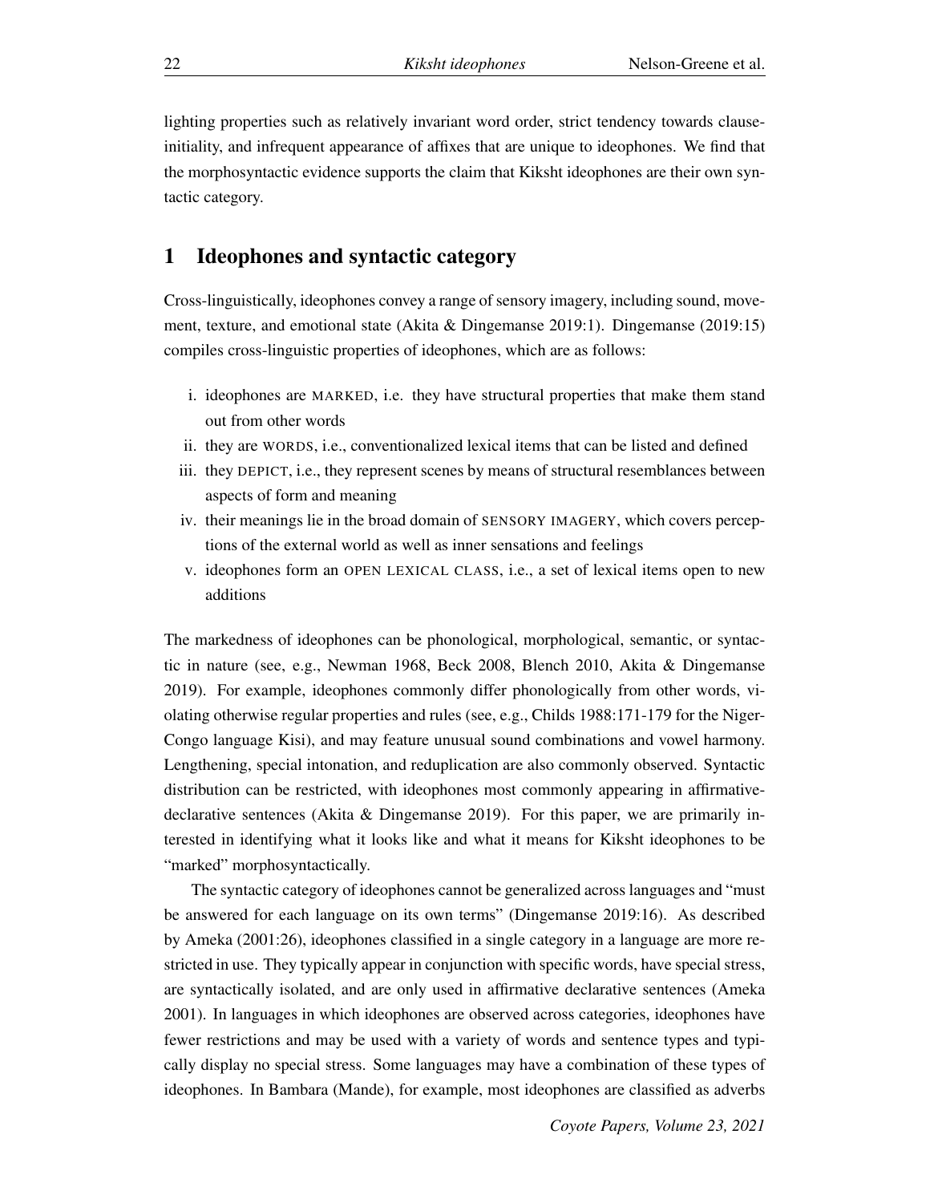lighting properties such as relatively invariant word order, strict tendency towards clause-initiality, and infrequent appearance of affixes that are unique to ideophones. We find that the morphosyntactic evidence supports the claim that Kiksht ideophones are their own syntactic category.

## 1 Ideophones and syntactic category

Cross-linguistically, ideophones convey a range of sensory imagery, including sound, movement, texture, and emotional state (Akita & Dingemanse 2019:1). Dingemanse (2019:15) compiles cross-linguistic properties of ideophones, which are as follows:

i. ideophones are MARKED, i.e. they have structural properties that make them stand out from other words
ii. they are WORDS, i.e., conventionalized lexical items that can be listed and defined
iii. they DEPICT, i.e., they represent scenes by means of structural resemblances between aspects of form and meaning
iv. their meanings lie in the broad domain of SENSORY IMAGERY, which covers perceptions of the external world as well as inner sensations and feelings
v. ideophones form an OPEN LEXICAL CLASS, i.e., a set of lexical items open to new additions

The markedness of ideophones can be phonological, morphological, semantic, or syntactic in nature (see, e.g., Newman 1968, Beck 2008, Blench 2010, Akita & Dingemanse 2019). For example, ideophones commonly differ phonologically from other words, violating otherwise regular properties and rules (see, e.g., Childs 1988:171-179 for the Niger-Congo language Kisi), and may feature unusual sound combinations and vowel harmony. Lengthening, special intonation, and reduplication are also commonly observed. Syntactic distribution can be restricted, with ideophones most commonly appearing in affirmative-declarative sentences (Akita & Dingemanse 2019). For this paper, we are primarily interested in identifying what it looks like and what it means for Kiksht ideophones to be "marked" morphosyntactically.

The syntactic category of ideophones cannot be generalized across languages and "must be answered for each language on its own terms" (Dingemanse 2019:16). As described by Ameka (2001:26), ideophones classified in a single category in a language are more restricted in use. They typically appear in conjunction with specific words, have special stress, are syntactically isolated, and are only used in affirmative declarative sentences (Ameka 2001). In languages in which ideophones are observed across categories, ideophones have fewer restrictions and may be used with a variety of words and sentence types and typically display no special stress. Some languages may have a combination of these types of ideophones. In Bambara (Mande), for example, most ideophones are classified as adverbs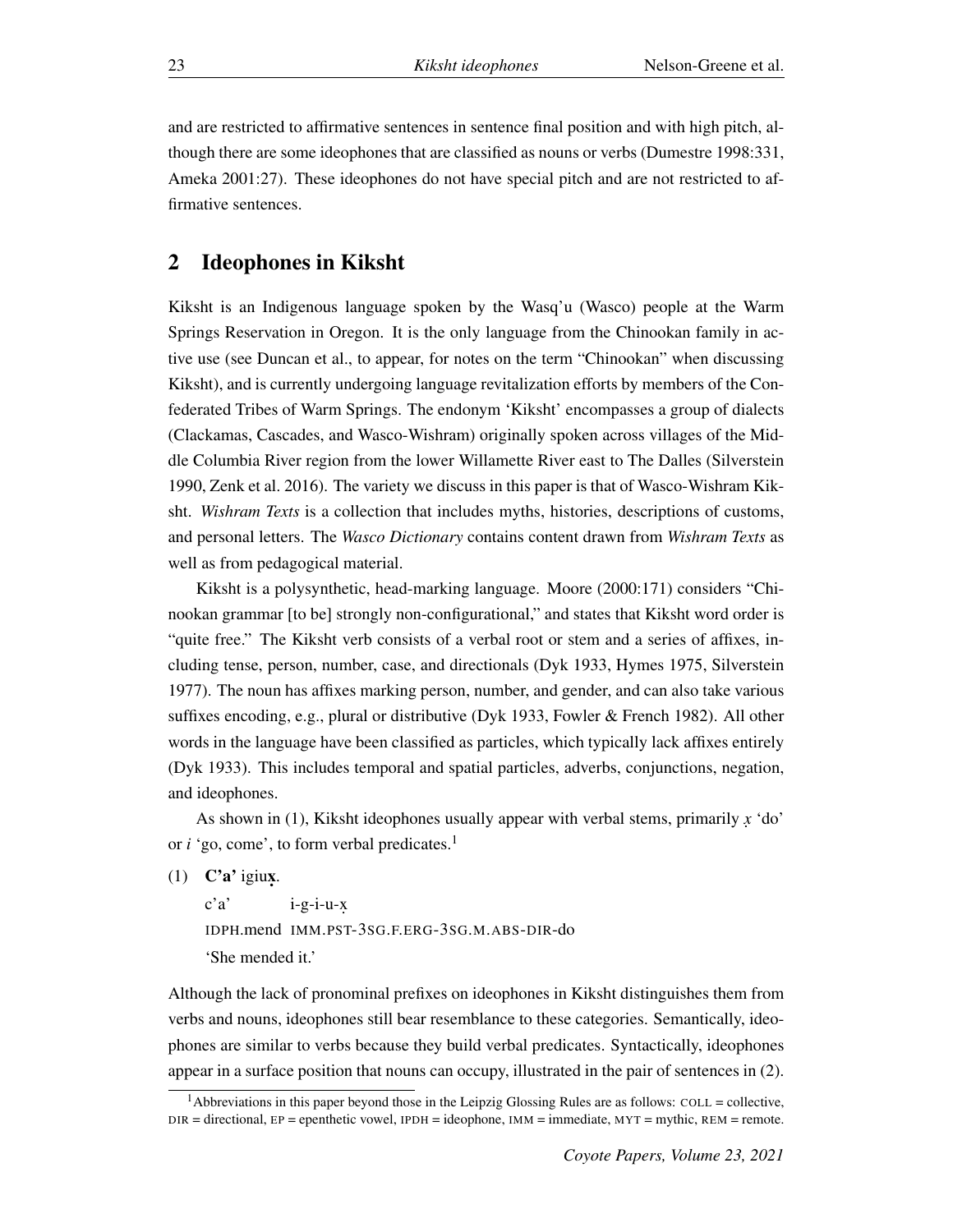and are restricted to affirmative sentences in sentence final position and with high pitch, although there are some ideophones that are classified as nouns or verbs (Dumestre 1998:331, Ameka 2001:27). These ideophones do not have special pitch and are not restricted to affirmative sentences.

## 2 Ideophones in Kiksht

Kiksht is an Indigenous language spoken by the Wasq'u (Wasco) people at the Warm Springs Reservation in Oregon. It is the only language from the Chinookan family in active use (see Duncan et al., to appear, for notes on the term "Chinookan" when discussing Kiksht), and is currently undergoing language revitalization efforts by members of the Confederated Tribes of Warm Springs. The endonym 'Kiksht' encompasses a group of dialects (Clackamas, Cascades, and Wasco-Wishram) originally spoken across villages of the Middle Columbia River region from the lower Willamette River east to The Dalles (Silverstein 1990, Zenk et al. 2016). The variety we discuss in this paper is that of Wasco-Wishram Kiksht. *Wishram Texts* is a collection that includes myths, histories, descriptions of customs, and personal letters. The *Wasco Dictionary* contains content drawn from *Wishram Texts* as well as from pedagogical material.

Kiksht is a polysynthetic, head-marking language. Moore (2000:171) considers "Chinookan grammar [to be] strongly non-configurational," and states that Kiksht word order is "quite free." The Kiksht verb consists of a verbal root or stem and a series of affixes, including tense, person, number, case, and directionals (Dyk 1933, Hymes 1975, Silverstein 1977). The noun has affixes marking person, number, and gender, and can also take various suffixes encoding, e.g., plural or distributive (Dyk 1933, Fowler & French 1982). All other words in the language have been classified as particles, which typically lack affixes entirely (Dyk 1933). This includes temporal and spatial particles, adverbs, conjunctions, negation, and ideophones.

As shown in (1), Kiksht ideophones usually appear with verbal stems, primarily *x̣* 'do' or *i* 'go, come', to form verbal predicates.[1]

(1) **C'a'** igiu**x̣**.

c'a' i-g-i-u-x̣
IDPH.mend IMM.PST-3SG.F.ERG-3SG.M.ABS-DIR-do
'She mended it.'

Although the lack of pronominal prefixes on ideophones in Kiksht distinguishes them from verbs and nouns, ideophones still bear resemblance to these categories. Semantically, ideophones are similar to verbs because they build verbal predicates. Syntactically, ideophones appear in a surface position that nouns can occupy, illustrated in the pair of sentences in (2).

[1] Abbreviations in this paper beyond those in the Leipzig Glossing Rules are as follows: COLL = collective, DIR = directional, EP = epenthetic vowel, IPDH = ideophone, IMM = immediate, MYT = mythic, REM = remote.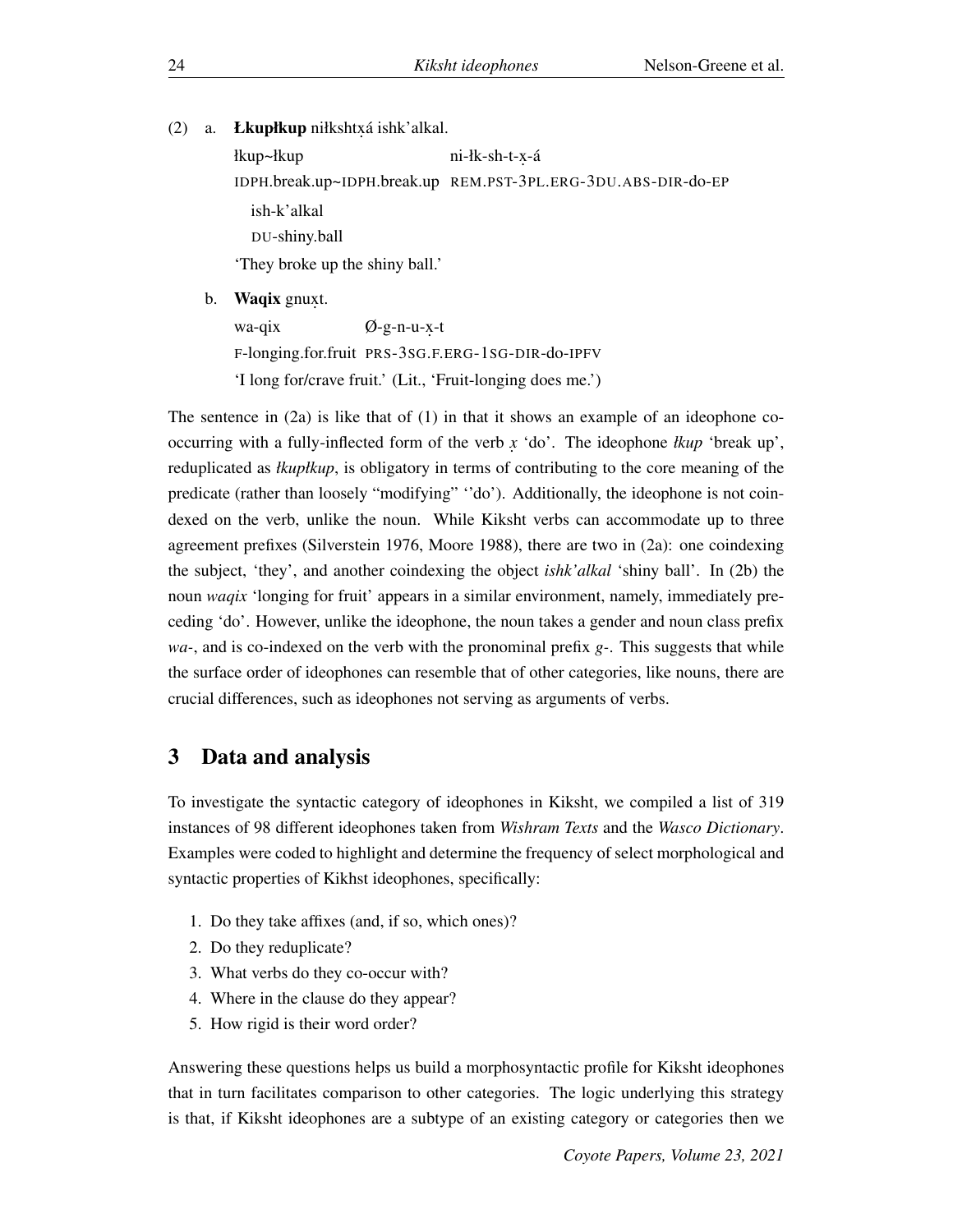(2) a. **Łkupłkup** niłkshtx̣á ishk'alkal.

   łkup~łkup ni-łk-sh-t-x̣-á
   IDPH.break.up~IDPH.break.up REM.PST-3PL.ERG-3DU.ABS-DIR-do-EP
   ish-k'alkal
   DU-shiny.ball
   'They broke up the shiny ball.'

b. **Waqix** gnux̣t.

   wa-qix Ø-g-n-u-x̣-t
   F-longing.for.fruit PRS-3SG.F.ERG-1SG-DIR-do-IPFV
   'I long for/crave fruit.' (Lit., 'Fruit-longing does me.')

The sentence in (2a) is like that of (1) in that it shows an example of an ideophone co-occurring with a fully-inflected form of the verb *x̣* 'do'. The ideophone *łkup* 'break up', reduplicated as *łkupłkup*, is obligatory in terms of contributing to the core meaning of the predicate (rather than loosely "modifying" ''do'). Additionally, the ideophone is not coindexed on the verb, unlike the noun. While Kiksht verbs can accommodate up to three agreement prefixes (Silverstein 1976, Moore 1988), there are two in (2a): one coindexing the subject, 'they', and another coindexing the object *ishk'alkal* 'shiny ball'. In (2b) the noun *waqix* 'longing for fruit' appears in a similar environment, namely, immediately preceding 'do'. However, unlike the ideophone, the noun takes a gender and noun class prefix *wa-*, and is co-indexed on the verb with the pronominal prefix *g-*. This suggests that while the surface order of ideophones can resemble that of other categories, like nouns, there are crucial differences, such as ideophones not serving as arguments of verbs.

## 3 Data and analysis

To investigate the syntactic category of ideophones in Kiksht, we compiled a list of 319 instances of 98 different ideophones taken from *Wishram Texts* and the *Wasco Dictionary*. Examples were coded to highlight and determine the frequency of select morphological and syntactic properties of Kikhst ideophones, specifically:

1. Do they take affixes (and, if so, which ones)?
2. Do they reduplicate?
3. What verbs do they co-occur with?
4. Where in the clause do they appear?
5. How rigid is their word order?

Answering these questions helps us build a morphosyntactic profile for Kiksht ideophones that in turn facilitates comparison to other categories. The logic underlying this strategy is that, if Kiksht ideophones are a subtype of an existing category or categories then we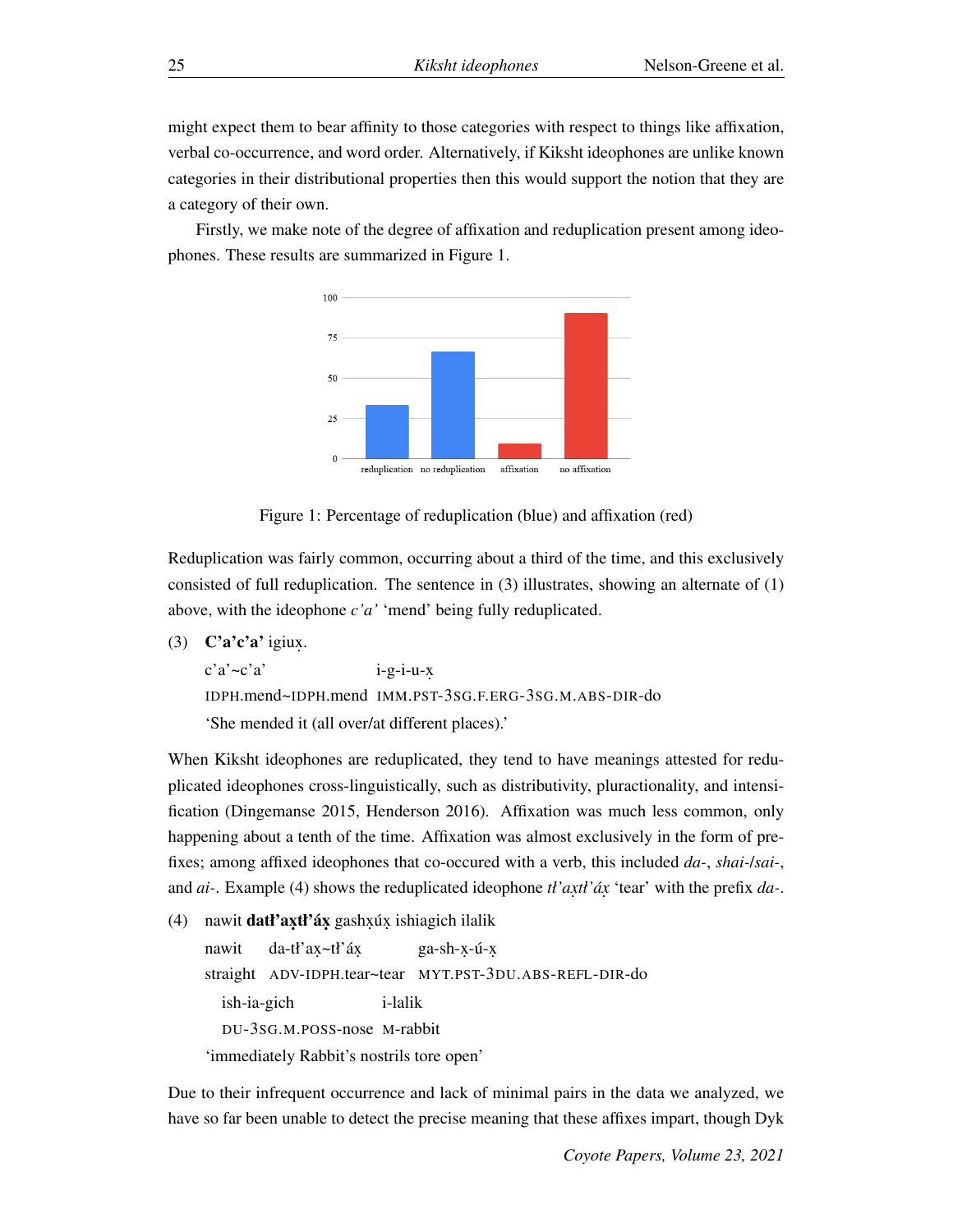might expect them to bear affinity to those categories with respect to things like affixation, verbal co-occurrence, and word order. Alternatively, if Kiksht ideophones are unlike known categories in their distributional properties then this would support the notion that they are a category of their own.

Firstly, we make note of the degree of affixation and reduplication present among ideophones. These results are summarized in Figure 1.

Figure 1: Percentage of reduplication (blue) and affixation (red)

Reduplication was fairly common, occurring about a third of the time, and this exclusively consisted of full reduplication. The sentence in (3) illustrates, showing an alternate of (1) above, with the ideophone *c'a'* 'mend' being fully reduplicated.

(3) **C'a'c'a'** igiux̣.

c'a'~c'a' i-g-i-u-x̣

IDPH.mend~IDPH.mend IMM.PST-3SG.F.ERG-3SG.M.ABS-DIR-do

'She mended it (all over/at different places).'

When Kiksht ideophones are reduplicated, they tend to have meanings attested for reduplicated ideophones cross-linguistically, such as distributivity, pluractionality, and intensification (Dingemanse 2015, Henderson 2016). Affixation was much less common, only happening about a tenth of the time. Affixation was almost exclusively in the form of prefixes; among affixed ideophones that co-occured with a verb, this included *da-*, *shai-/sai-*, and *ai-*. Example (4) shows the reduplicated ideophone *tł'ax̣tł'áx̣* 'tear' with the prefix *da-*.

(4) nawit **datł'ax̣tł'áx̣** gashx̣úx̣ ishiagich ilalik

nawit da-tł'ax̣~tł'áx̣ ga-sh-x̣-ú-x̣

straight ADV-IDPH.tear~tear MYT.PST-3DU.ABS-REFL-DIR-do

ish-ia-gich i-lalik

DU-3SG.M.POSS-nose M-rabbit

'immediately Rabbit's nostrils tore open'

Due to their infrequent occurrence and lack of minimal pairs in the data we analyzed, we have so far been unable to detect the precise meaning that these affixes impart, though Dyk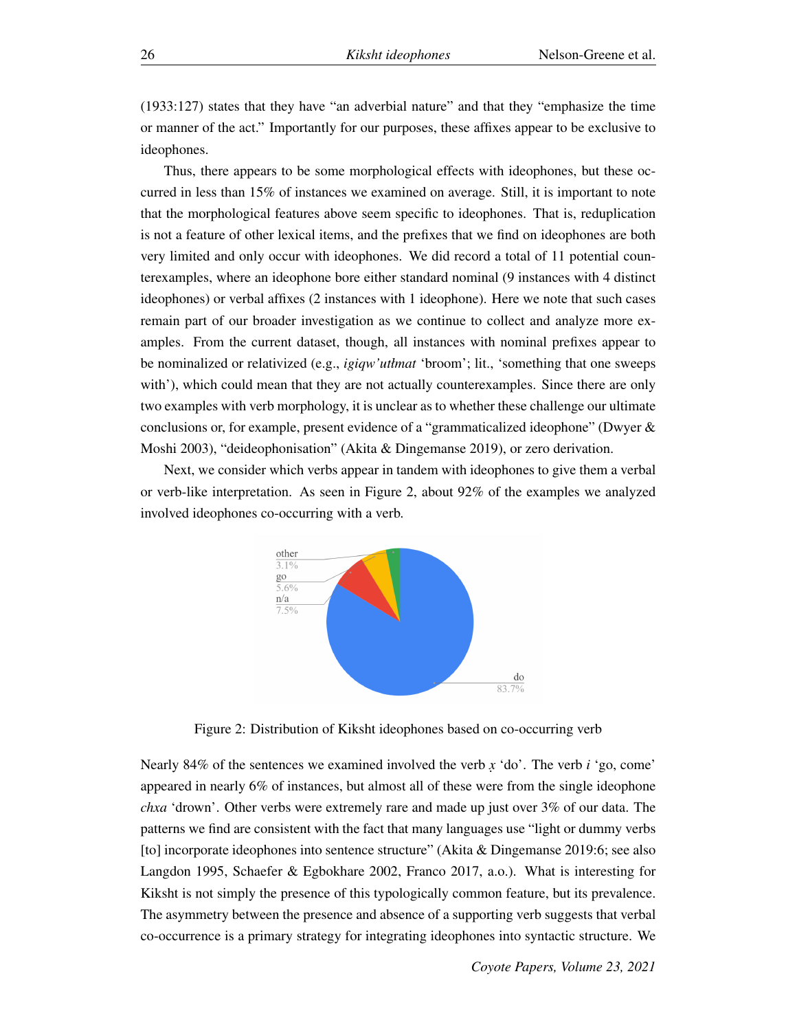(1933:127) states that they have "an adverbial nature" and that they "emphasize the time or manner of the act." Importantly for our purposes, these affixes appear to be exclusive to ideophones.

Thus, there appears to be some morphological effects with ideophones, but these occurred in less than 15% of instances we examined on average. Still, it is important to note that the morphological features above seem specific to ideophones. That is, reduplication is not a feature of other lexical items, and the prefixes that we find on ideophones are both very limited and only occur with ideophones. We did record a total of 11 potential counterexamples, where an ideophone bore either standard nominal (9 instances with 4 distinct ideophones) or verbal affixes (2 instances with 1 ideophone). Here we note that such cases remain part of our broader investigation as we continue to collect and analyze more examples. From the current dataset, though, all instances with nominal prefixes appear to be nominalized or relativized (e.g., *igiqw'utłmat* 'broom'; lit., 'something that one sweeps with'), which could mean that they are not actually counterexamples. Since there are only two examples with verb morphology, it is unclear as to whether these challenge our ultimate conclusions or, for example, present evidence of a "grammaticalized ideophone" (Dwyer & Moshi 2003), "deideophonisation" (Akita & Dingemanse 2019), or zero derivation.

Next, we consider which verbs appear in tandem with ideophones to give them a verbal or verb-like interpretation. As seen in Figure 2, about 92% of the examples we analyzed involved ideophones co-occurring with a verb.

other 3.1%
go 5.6%
n/a 7.5%
do 83.7%

Figure 2: Distribution of Kiksht ideophones based on co-occurring verb

Nearly 84% of the sentences we examined involved the verb *x̣* 'do'. The verb *i* 'go, come' appeared in nearly 6% of instances, but almost all of these were from the single ideophone *chxa* 'drown'. Other verbs were extremely rare and made up just over 3% of our data. The patterns we find are consistent with the fact that many languages use "light or dummy verbs [to] incorporate ideophones into sentence structure" (Akita & Dingemanse 2019:6; see also Langdon 1995, Schaefer & Egbokhare 2002, Franco 2017, a.o.). What is interesting for Kiksht is not simply the presence of this typologically common feature, but its prevalence. The asymmetry between the presence and absence of a supporting verb suggests that verbal co-occurrence is a primary strategy for integrating ideophones into syntactic structure. We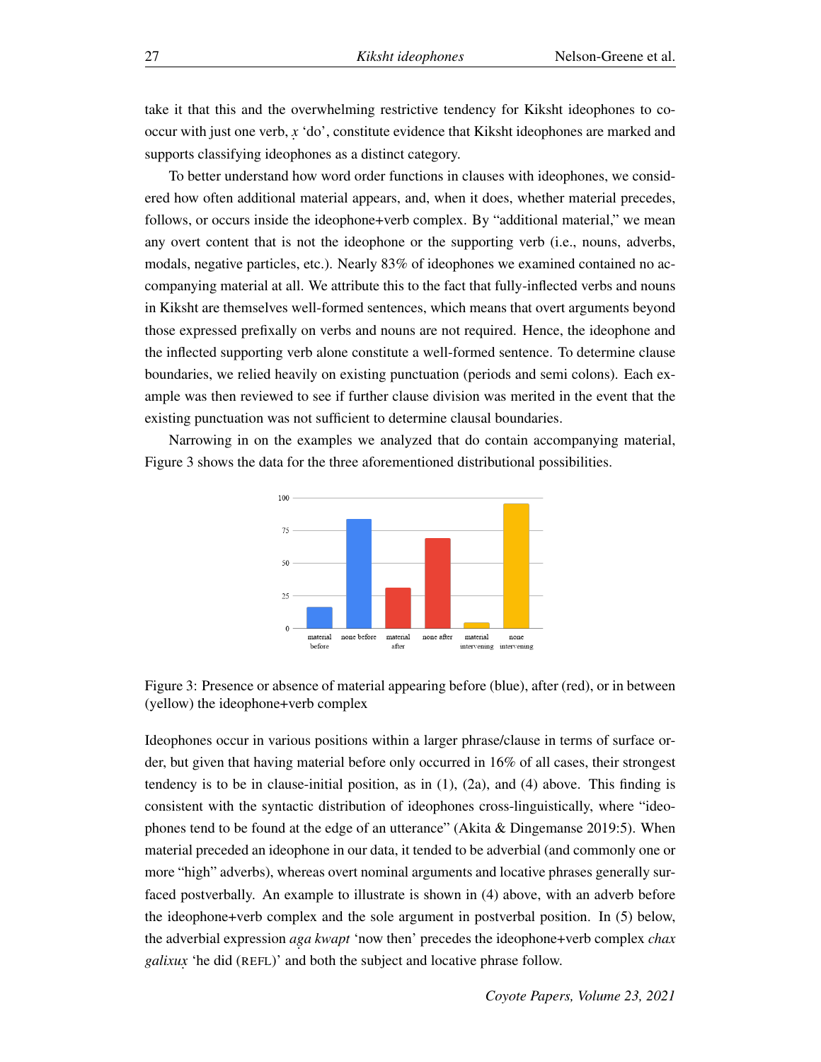take it that this and the overwhelming restrictive tendency for Kiksht ideophones to co-occur with just one verb, *x̣* 'do', constitute evidence that Kiksht ideophones are marked and supports classifying ideophones as a distinct category.

To better understand how word order functions in clauses with ideophones, we considered how often additional material appears, and, when it does, whether material precedes, follows, or occurs inside the ideophone+verb complex. By "additional material," we mean any overt content that is not the ideophone or the supporting verb (i.e., nouns, adverbs, modals, negative particles, etc.). Nearly 83% of ideophones we examined contained no accompanying material at all. We attribute this to the fact that fully-inflected verbs and nouns in Kiksht are themselves well-formed sentences, which means that overt arguments beyond those expressed prefixally on verbs and nouns are not required. Hence, the ideophone and the inflected supporting verb alone constitute a well-formed sentence. To determine clause boundaries, we relied heavily on existing punctuation (periods and semi colons). Each example was then reviewed to see if further clause division was merited in the event that the existing punctuation was not sufficient to determine clausal boundaries.

Narrowing in on the examples we analyzed that do contain accompanying material, Figure 3 shows the data for the three aforementioned distributional possibilities.

Figure 3: Presence or absence of material appearing before (blue), after (red), or in between (yellow) the ideophone+verb complex

Ideophones occur in various positions within a larger phrase/clause in terms of surface order, but given that having material before only occurred in 16% of all cases, their strongest tendency is to be in clause-initial position, as in (1), (2a), and (4) above. This finding is consistent with the syntactic distribution of ideophones cross-linguistically, where "ideophones tend to be found at the edge of an utterance" (Akita & Dingemanse 2019:5). When material preceded an ideophone in our data, it tended to be adverbial (and commonly one or more "high" adverbs), whereas overt nominal arguments and locative phrases generally surfaced postverbally. An example to illustrate is shown in (4) above, with an adverb before the ideophone+verb complex and the sole argument in postverbal position. In (5) below, the adverbial expression *ag̣a kwapt* 'now then' precedes the ideophone+verb complex *chax galixux̣* 'he did (REFL)' and both the subject and locative phrase follow.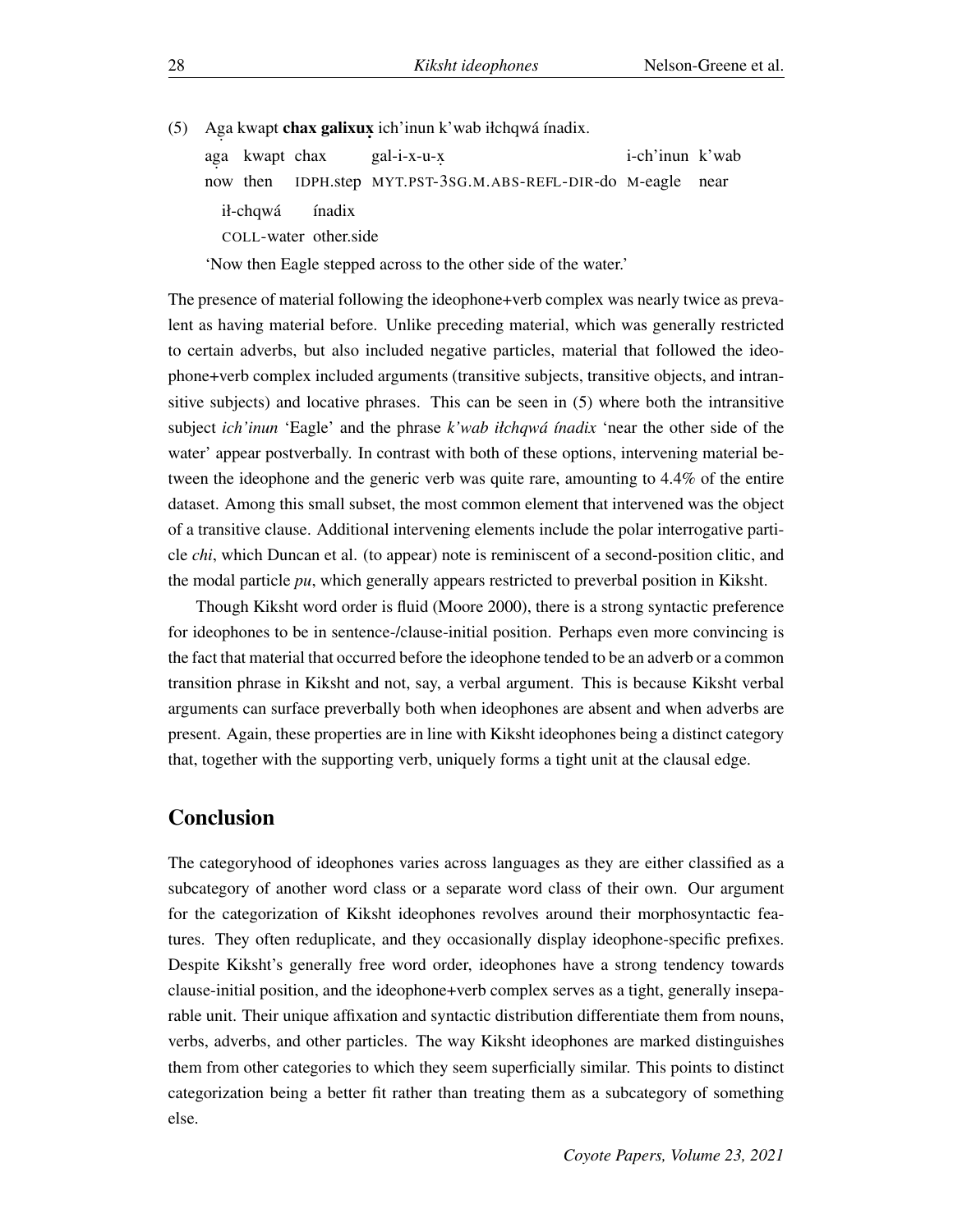(5) Aga̱ kwapt **chax galixux̱** ich'inun k'wab iłchqwá ínadix.

| aga̱ | kwapt | chax | gal-i-x-u-x̱ | i-ch'inun | k'wab |
|---|---|---|---|---|---|
| now | then | IDPH.step | MYT.PST-3SG.M.ABS-REFL-DIR-do | M-eagle | near |

| ił-chqwá | ínadix |
|---|---|
| COLL-water | other.side |

'Now then Eagle stepped across to the other side of the water.'

The presence of material following the ideophone+verb complex was nearly twice as prevalent as having material before. Unlike preceding material, which was generally restricted to certain adverbs, but also included negative particles, material that followed the ideophone+verb complex included arguments (transitive subjects, transitive objects, and intransitive subjects) and locative phrases. This can be seen in (5) where both the intransitive subject *ich'inun* 'Eagle' and the phrase *k'wab iłchqwá ínadix* 'near the other side of the water' appear postverbally. In contrast with both of these options, intervening material between the ideophone and the generic verb was quite rare, amounting to 4.4% of the entire dataset. Among this small subset, the most common element that intervened was the object of a transitive clause. Additional intervening elements include the polar interrogative particle *chi*, which Duncan et al. (to appear) note is reminiscent of a second-position clitic, and the modal particle *pu*, which generally appears restricted to preverbal position in Kiksht.

Though Kiksht word order is fluid (Moore 2000), there is a strong syntactic preference for ideophones to be in sentence-/clause-initial position. Perhaps even more convincing is the fact that material that occurred before the ideophone tended to be an adverb or a common transition phrase in Kiksht and not, say, a verbal argument. This is because Kiksht verbal arguments can surface preverbally both when ideophones are absent and when adverbs are present. Again, these properties are in line with Kiksht ideophones being a distinct category that, together with the supporting verb, uniquely forms a tight unit at the clausal edge.

## Conclusion

The categoryhood of ideophones varies across languages as they are either classified as a subcategory of another word class or a separate word class of their own. Our argument for the categorization of Kiksht ideophones revolves around their morphosyntactic features. They often reduplicate, and they occasionally display ideophone-specific prefixes. Despite Kiksht's generally free word order, ideophones have a strong tendency towards clause-initial position, and the ideophone+verb complex serves as a tight, generally inseparable unit. Their unique affixation and syntactic distribution differentiate them from nouns, verbs, adverbs, and other particles. The way Kiksht ideophones are marked distinguishes them from other categories to which they seem superficially similar. This points to distinct categorization being a better fit rather than treating them as a subcategory of something else.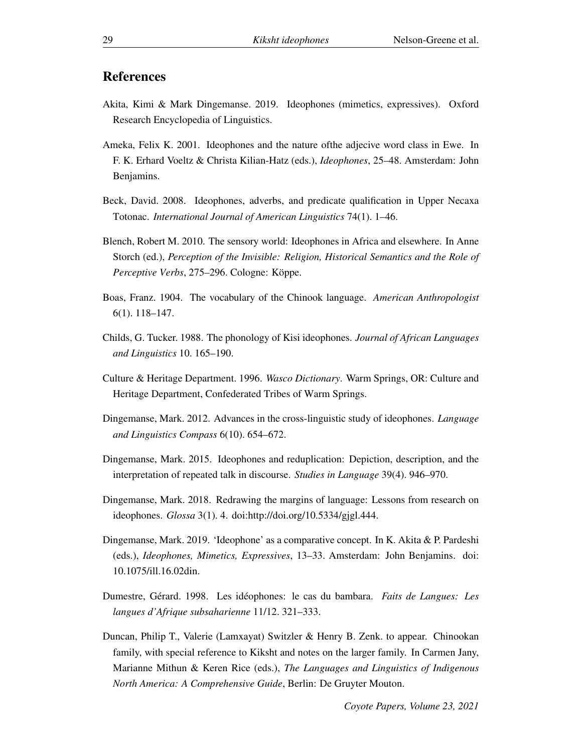## References

Akita, Kimi & Mark Dingemanse. 2019. Ideophones (mimetics, expressives). Oxford Research Encyclopedia of Linguistics.

Ameka, Felix K. 2001. Ideophones and the nature ofthe adjecive word class in Ewe. In F. K. Erhard Voeltz & Christa Kilian-Hatz (eds.), *Ideophones*, 25–48. Amsterdam: John Benjamins.

Beck, David. 2008. Ideophones, adverbs, and predicate qualification in Upper Necaxa Totonac. *International Journal of American Linguistics* 74(1). 1–46.

Blench, Robert M. 2010. The sensory world: Ideophones in Africa and elsewhere. In Anne Storch (ed.), *Perception of the Invisible: Religion, Historical Semantics and the Role of Perceptive Verbs*, 275–296. Cologne: Köppe.

Boas, Franz. 1904. The vocabulary of the Chinook language. *American Anthropologist* 6(1). 118–147.

Childs, G. Tucker. 1988. The phonology of Kisi ideophones. *Journal of African Languages and Linguistics* 10. 165–190.

Culture & Heritage Department. 1996. *Wasco Dictionary*. Warm Springs, OR: Culture and Heritage Department, Confederated Tribes of Warm Springs.

Dingemanse, Mark. 2012. Advances in the cross-linguistic study of ideophones. *Language and Linguistics Compass* 6(10). 654–672.

Dingemanse, Mark. 2015. Ideophones and reduplication: Depiction, description, and the interpretation of repeated talk in discourse. *Studies in Language* 39(4). 946–970.

Dingemanse, Mark. 2018. Redrawing the margins of language: Lessons from research on ideophones. *Glossa* 3(1). 4. doi:http://doi.org/10.5334/gjgl.444.

Dingemanse, Mark. 2019. 'Ideophone' as a comparative concept. In K. Akita & P. Pardeshi (eds.), *Ideophones, Mimetics, Expressives*, 13–33. Amsterdam: John Benjamins. doi: 10.1075/ill.16.02din.

Dumestre, Gérard. 1998. Les idéophones: le cas du bambara. *Faits de Langues: Les langues d'Afrique subsaharienne* 11/12. 321–333.

Duncan, Philip T., Valerie (Lamxayat) Switzler & Henry B. Zenk. to appear. Chinookan family, with special reference to Kiksht and notes on the larger family. In Carmen Jany, Marianne Mithun & Keren Rice (eds.), *The Languages and Linguistics of Indigenous North America: A Comprehensive Guide*, Berlin: De Gruyter Mouton.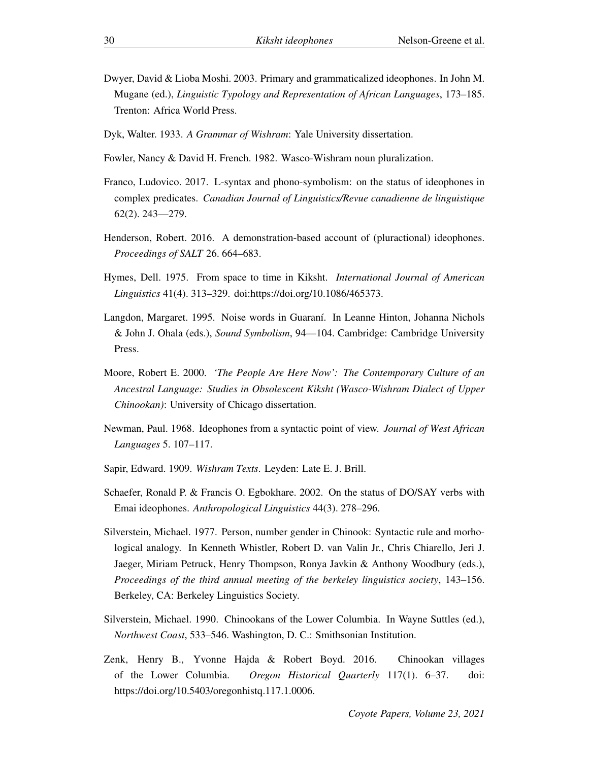Dwyer, David & Lioba Moshi. 2003. Primary and grammaticalized ideophones. In John M. Mugane (ed.), *Linguistic Typology and Representation of African Languages*, 173–185. Trenton: Africa World Press.

Dyk, Walter. 1933. *A Grammar of Wishram*: Yale University dissertation.

Fowler, Nancy & David H. French. 1982. Wasco-Wishram noun pluralization.

Franco, Ludovico. 2017. L-syntax and phono-symbolism: on the status of ideophones in complex predicates. *Canadian Journal of Linguistics/Revue canadienne de linguistique* 62(2). 243—279.

Henderson, Robert. 2016. A demonstration-based account of (pluractional) ideophones. *Proceedings of SALT* 26. 664–683.

Hymes, Dell. 1975. From space to time in Kiksht. *International Journal of American Linguistics* 41(4). 313–329. doi:https://doi.org/10.1086/465373.

Langdon, Margaret. 1995. Noise words in Guaraní. In Leanne Hinton, Johanna Nichols & John J. Ohala (eds.), *Sound Symbolism*, 94—104. Cambridge: Cambridge University Press.

Moore, Robert E. 2000. *'The People Are Here Now': The Contemporary Culture of an Ancestral Language: Studies in Obsolescent Kiksht (Wasco-Wishram Dialect of Upper Chinookan)*: University of Chicago dissertation.

Newman, Paul. 1968. Ideophones from a syntactic point of view. *Journal of West African Languages* 5. 107–117.

Sapir, Edward. 1909. *Wishram Texts*. Leyden: Late E. J. Brill.

Schaefer, Ronald P. & Francis O. Egbokhare. 2002. On the status of DO/SAY verbs with Emai ideophones. *Anthropological Linguistics* 44(3). 278–296.

Silverstein, Michael. 1977. Person, number gender in Chinook: Syntactic rule and morhological analogy. In Kenneth Whistler, Robert D. van Valin Jr., Chris Chiarello, Jeri J. Jaeger, Miriam Petruck, Henry Thompson, Ronya Javkin & Anthony Woodbury (eds.), *Proceedings of the third annual meeting of the berkeley linguistics society*, 143–156. Berkeley, CA: Berkeley Linguistics Society.

Silverstein, Michael. 1990. Chinookans of the Lower Columbia. In Wayne Suttles (ed.), *Northwest Coast*, 533–546. Washington, D. C.: Smithsonian Institution.

Zenk, Henry B., Yvonne Hajda & Robert Boyd. 2016. Chinookan villages of the Lower Columbia. *Oregon Historical Quarterly* 117(1). 6–37. doi: https://doi.org/10.5403/oregonhistq.117.1.0006.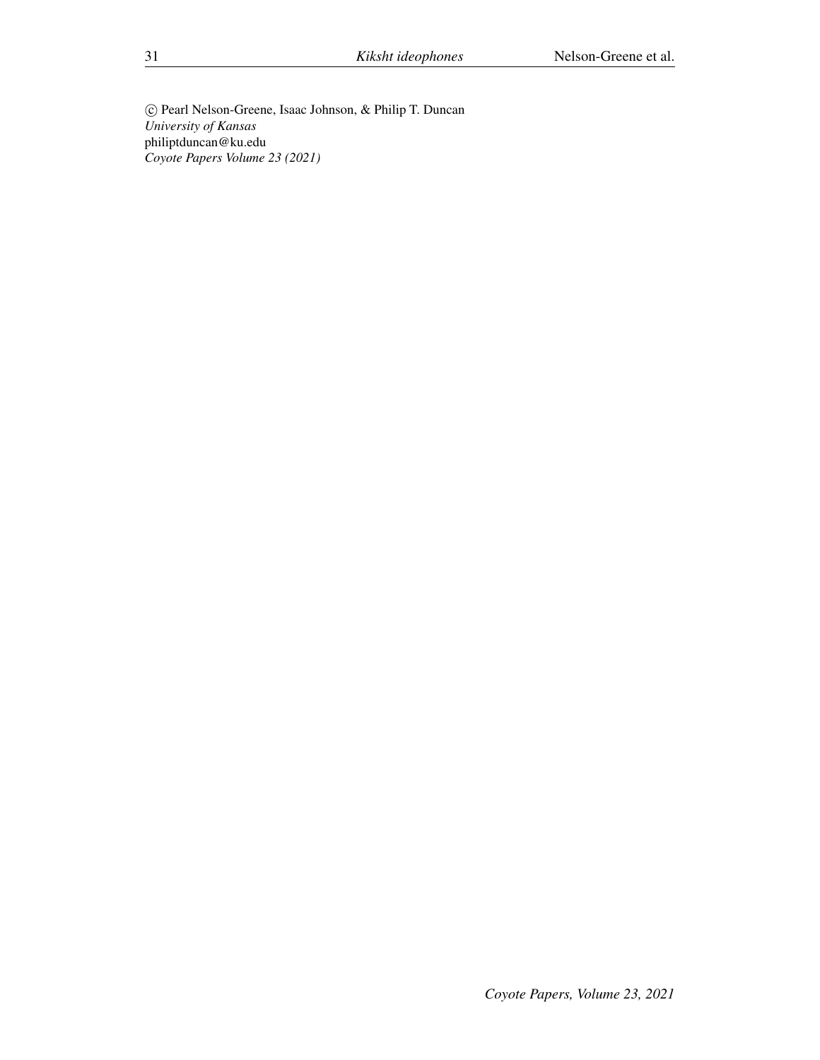© Pearl Nelson-Greene, Isaac Johnson, & Philip T. Duncan
*University of Kansas*
philiptduncan@ku.edu
*Coyote Papers Volume 23 (2021)*